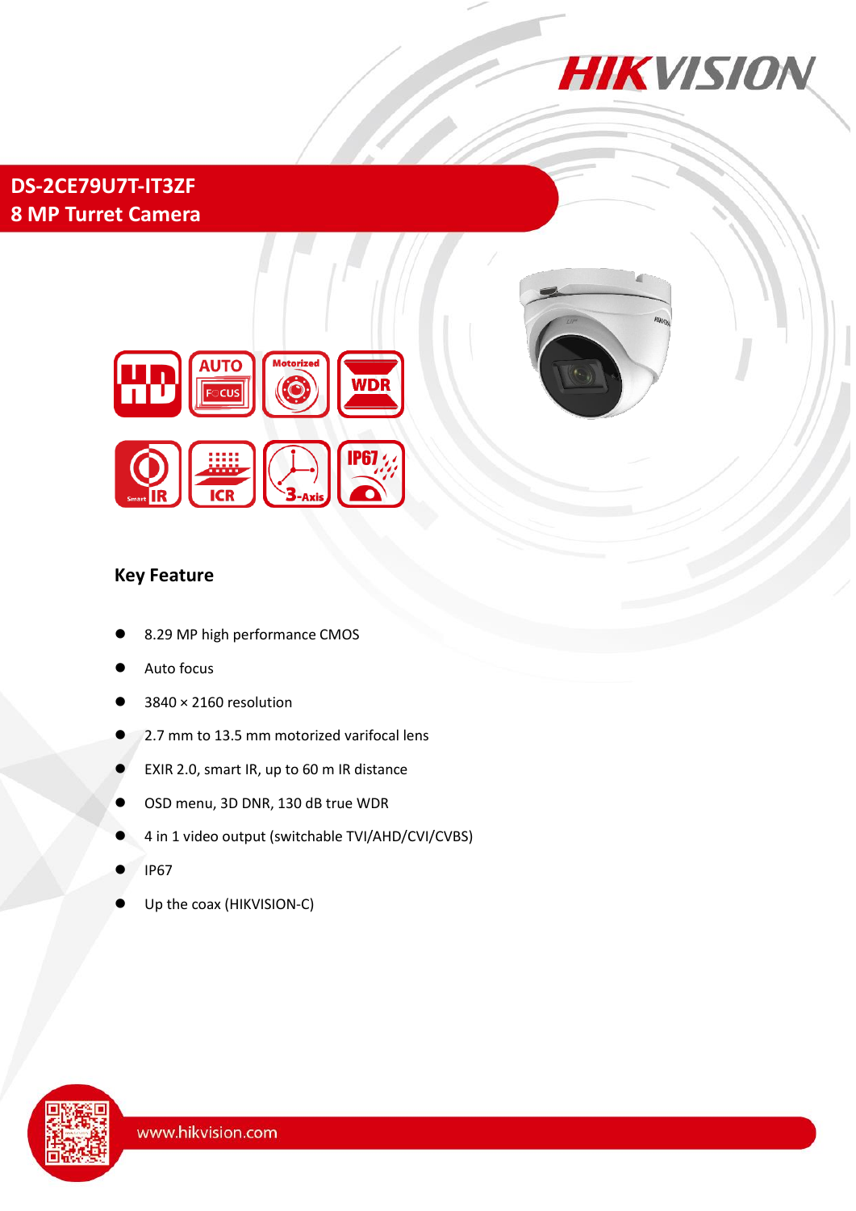# DS-2CE79U7T-IT3ZF
# 8 MP Turret Camera

## Key Feature

- 8.29 MP high performance CMOS
- Auto focus
- 3840 × 2160 resolution
- 2.7 mm to 13.5 mm motorized varifocal lens
- EXIR 2.0, smart IR, up to 60 m IR distance
- OSD menu, 3D DNR, 130 dB true WDR
- 4 in 1 video output (switchable TVI/AHD/CVI/CVBS)
- IP67
- Up the coax (HIKVISION-C)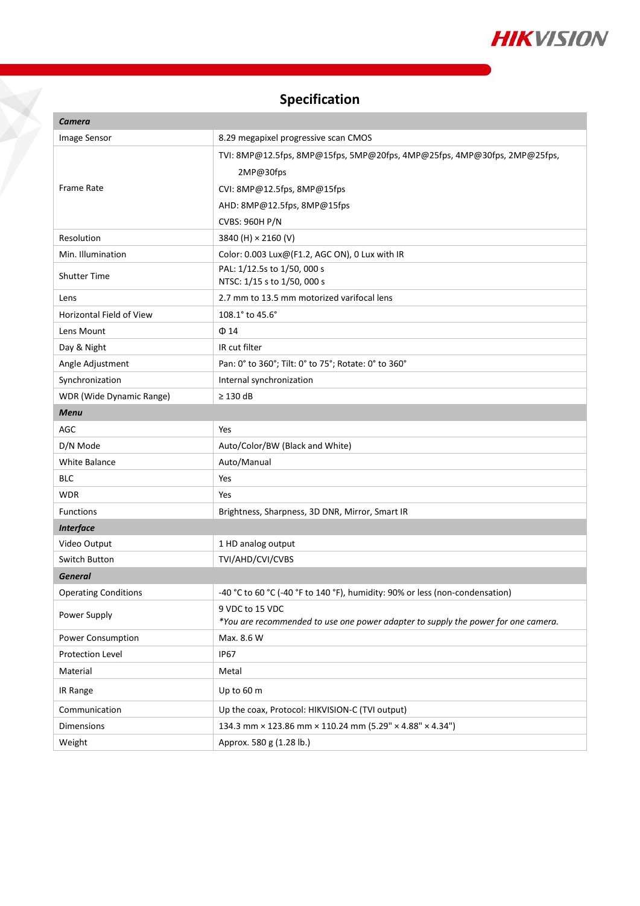## Specification

| Camera | |
|---|---|
| Image Sensor | 8.29 megapixel progressive scan CMOS |
| Frame Rate | TVI: 8MP@12.5fps, 8MP@15fps, 5MP@20fps, 4MP@25fps, 4MP@30fps, 2MP@25fps, 2MP@30fps<br>CVI: 8MP@12.5fps, 8MP@15fps<br>AHD: 8MP@12.5fps, 8MP@15fps<br>CVBS: 960H P/N |
| Resolution | 3840 (H) × 2160 (V) |
| Min. Illumination | Color: 0.003 Lux@(F1.2, AGC ON), 0 Lux with IR |
| Shutter Time | PAL: 1/12.5s to 1/50, 000 s<br>NTSC: 1/15 s to 1/50, 000 s |
| Lens | 2.7 mm to 13.5 mm motorized varifocal lens |
| Horizontal Field of View | 108.1° to 45.6° |
| Lens Mount | Φ 14 |
| Day & Night | IR cut filter |
| Angle Adjustment | Pan: 0° to 360°; Tilt: 0° to 75°; Rotate: 0° to 360° |
| Synchronization | Internal synchronization |
| WDR (Wide Dynamic Range) | ≥ 130 dB |
| **Menu** | |
| AGC | Yes |
| D/N Mode | Auto/Color/BW (Black and White) |
| White Balance | Auto/Manual |
| BLC | Yes |
| WDR | Yes |
| Functions | Brightness, Sharpness, 3D DNR, Mirror, Smart IR |
| **Interface** | |
| Video Output | 1 HD analog output |
| Switch Button | TVI/AHD/CVI/CVBS |
| **General** | |
| Operating Conditions | -40 °C to 60 °C (-40 °F to 140 °F), humidity: 90% or less (non-condensation) |
| Power Supply | 9 VDC to 15 VDC<br>*You are recommended to use one power adapter to supply the power for one camera.* |
| Power Consumption | Max. 8.6 W |
| Protection Level | IP67 |
| Material | Metal |
| IR Range | Up to 60 m |
| Communication | Up the coax, Protocol: HIKVISION-C (TVI output) |
| Dimensions | 134.3 mm × 123.86 mm × 110.24 mm (5.29" × 4.88" × 4.34") |
| Weight | Approx. 580 g (1.28 lb.) |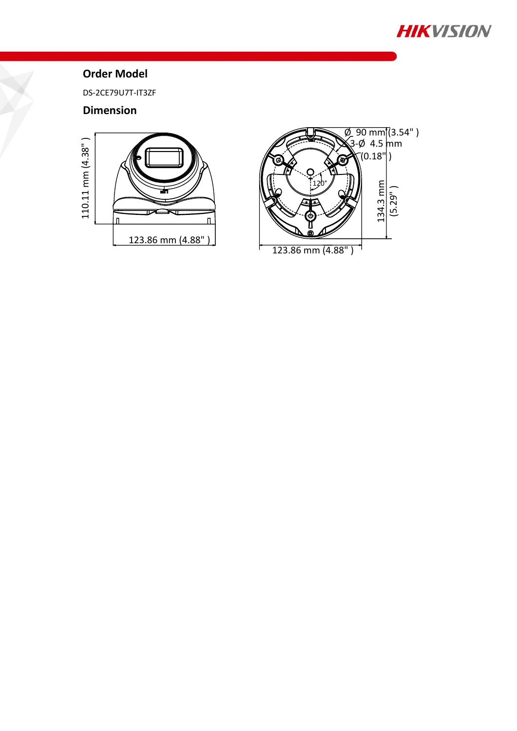## Order Model

DS-2CE79U7T-IT3ZF

## Dimension

110.11 mm (4.38")

123.86 mm (4.88")

Ø 90 mm (3.54")

3-Ø 4.5 mm (0.18")

120°

134.3 mm (5.29")

123.86 mm (4.88")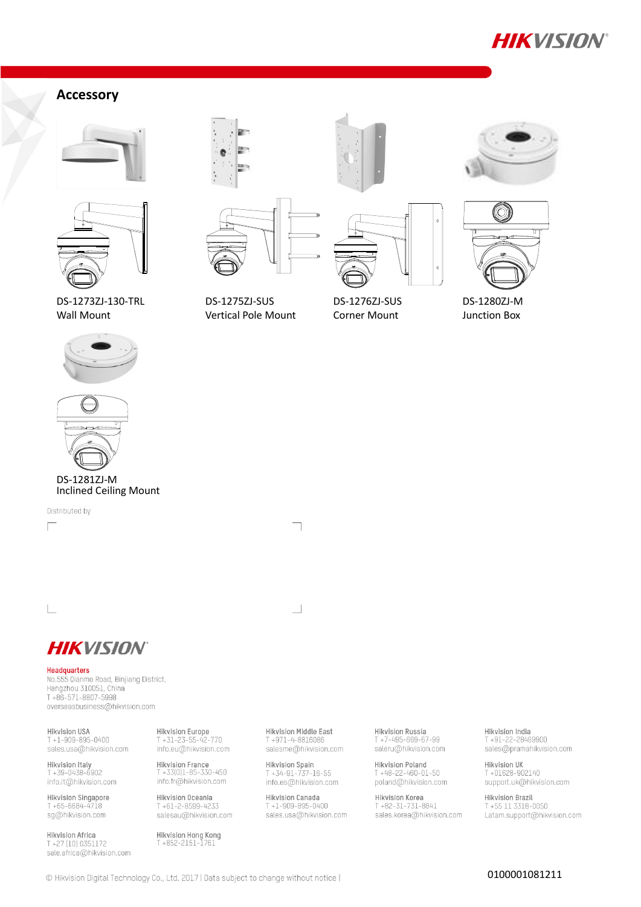## Accessory

DS-1273ZJ-130-TRL
Wall Mount

DS-1275ZJ-SUS
Vertical Pole Mount

DS-1276ZJ-SUS
Corner Mount

DS-1280ZJ-M
Junction Box

DS-1281ZJ-M
Inclined Ceiling Mount

Distributed by

**HIKVISION**

Headquarters
No.555 Qianmo Road, Binjiang District,
Hangzhou 310051, China
T +86-571-8807-5998
overseasbusiness@hikvision.com

Hikvision USA
T +1-909-895-0400
sales.usa@hikvision.com

Hikvision Europe
T +31-23-55-42-770
info.eu@hikvision.com

Hikvision Middle East
T +971-4-8816086
salesme@hikvision.com

Hikvision Russia
T +7-495-669-67-99
saleru@hikvision.com

Hikvision India
T +91-22-28469900
sales@pramahikvision.com

Hikvision Italy
T +39-0438-6902
info.it@hikvision.com

Hikvision France
T +33(0)1-85-330-450
info.fr@hikvision.com

Hikvision Spain
T +34-91-737-16-55
info.es@hikvision.com

Hikvision Poland
T +48-22-460-01-50
poland@hikvision.com

Hikvision UK
T +01628-902140
support.uk@hikvision.com

Hikvision Singapore
T +65-6684-4718
sg@hikvision.com

Hikvision Oceania
T +61-2-8599-4233
salesau@hikvision.com

Hikvision Canada
T +1-909-895-0400
sales.usa@hikvision.com

Hikvision Korea
T +82-31-731-8841
sales.korea@hikvision.com

Hikvision Brazil
T +55 11 3318-0050
Latam.support@hikvision.com

Hikvision Africa
T +27 (10) 0351172
sale.africa@hikvision.com

Hikvision Hong Kong
T +852-2151-1761

© Hikvision Digital Technology Co., Ltd. 2017 | Data subject to change without notice |

0100001081211